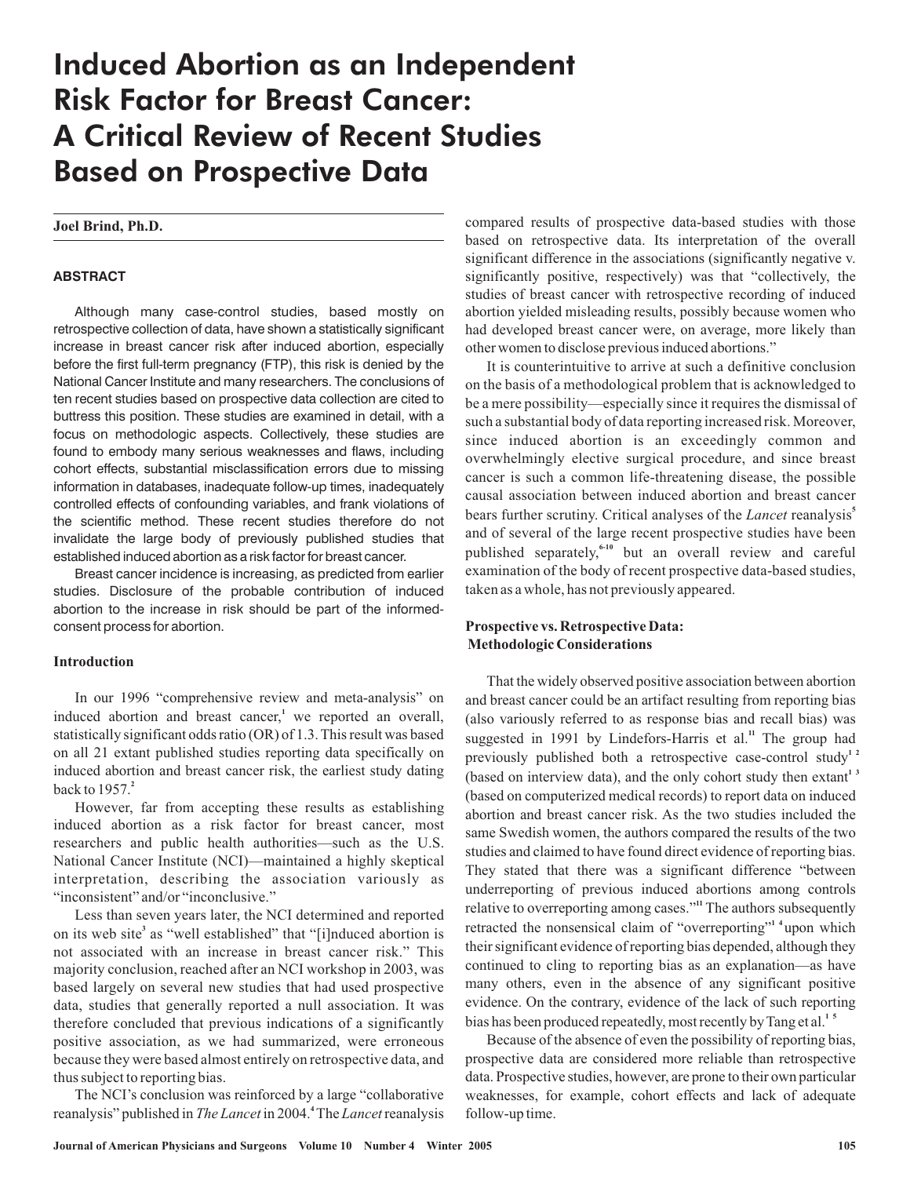# Induced Abortion as an Independent Risk Factor for Breast Cancer: A Critical Review of Recent Studies Based on Prospective Data

**Joel Brind, Ph.D.**

## ABSTRACT

Although many case-control studies, based mostly on retrospective collection of data, have shown a statistically significant increase in breast cancer risk after induced abortion, especially before the first full-term pregnancy (FTP), this risk is denied by the National Cancer Institute and many researchers. The conclusions of ten recent studies based on prospective data collection are cited to buttress this position. These studies are examined in detail, with a focus on methodologic aspects. Collectively, these studies are found to embody many serious weaknesses and flaws, including cohort effects, substantial misclassification errors due to missing information in databases, inadequate follow-up times, inadequately controlled effects of confounding variables, and frank violations of the scientific method. These recent studies therefore do not invalidate the large body of previously published studies that established induced abortion as a risk factor for breast cancer.

Breast cancer incidence is increasing, as predicted from earlier studies. Disclosure of the probable contribution of induced abortion to the increase in risk should be part of the informed-consent process for abortion.

## Introduction

In our 1996 "comprehensive review and meta-analysis" on induced abortion and breast cancer,[1] we reported an overall, statistically significant odds ratio (OR) of 1.3. This result was based on all 21 extant published studies reporting data specifically on induced abortion and breast cancer risk, the earliest study dating back to 1957.[2]

However, far from accepting these results as establishing induced abortion as a risk factor for breast cancer, most researchers and public health authorities—such as the U.S. National Cancer Institute (NCI)—maintained a highly skeptical interpretation, describing the association variously as "inconsistent" and/or "inconclusive."

Less than seven years later, the NCI determined and reported on its web site[3] as "well established" that "[i]nduced abortion is not associated with an increase in breast cancer risk." This majority conclusion, reached after an NCI workshop in 2003, was based largely on several new studies that had used prospective data, studies that generally reported a null association. It was therefore concluded that previous indications of a significantly positive association, as we had summarized, were erroneous because they were based almost entirely on retrospective data, and thus subject to reporting bias.

The NCI's conclusion was reinforced by a large "collaborative reanalysis" published in *The Lancet* in 2004.[4] The *Lancet* reanalysis compared results of prospective data-based studies with those based on retrospective data. Its interpretation of the overall significant difference in the associations (significantly negative v. significantly positive, respectively) was that "collectively, the studies of breast cancer with retrospective recording of induced abortion yielded misleading results, possibly because women who had developed breast cancer were, on average, more likely than other women to disclose previous induced abortions."

It is counterintuitive to arrive at such a definitive conclusion on the basis of a methodological problem that is acknowledged to be a mere possibility—especially since it requires the dismissal of such a substantial body of data reporting increased risk. Moreover, since induced abortion is an exceedingly common and overwhelmingly elective surgical procedure, and since breast cancer is such a common life-threatening disease, the possible causal association between induced abortion and breast cancer bears further scrutiny. Critical analyses of the *Lancet* reanalysis[5] and of several of the large recent prospective studies have been published separately,[6-10] but an overall review and careful examination of the body of recent prospective data-based studies, taken as a whole, has not previously appeared.

## Prospective vs. Retrospective Data: Methodologic Considerations

That the widely observed positive association between abortion and breast cancer could be an artifact resulting from reporting bias (also variously referred to as response bias and recall bias) was suggested in 1991 by Lindefors-Harris et al.[11] The group had previously published both a retrospective case-control study[12] (based on interview data), and the only cohort study then extant[13] (based on computerized medical records) to report data on induced abortion and breast cancer risk. As the two studies included the same Swedish women, the authors compared the results of the two studies and claimed to have found direct evidence of reporting bias. They stated that there was a significant difference "between underreporting of previous induced abortions among controls relative to overreporting among cases."[11] The authors subsequently retracted the nonsensical claim of "overreporting"[14] upon which their significant evidence of reporting bias depended, although they continued to cling to reporting bias as an explanation—as have many others, even in the absence of any significant positive evidence. On the contrary, evidence of the lack of such reporting bias has been produced repeatedly, most recently by Tang et al.[15]

Because of the absence of even the possibility of reporting bias, prospective data are considered more reliable than retrospective data. Prospective studies, however, are prone to their own particular weaknesses, for example, cohort effects and lack of adequate follow-up time.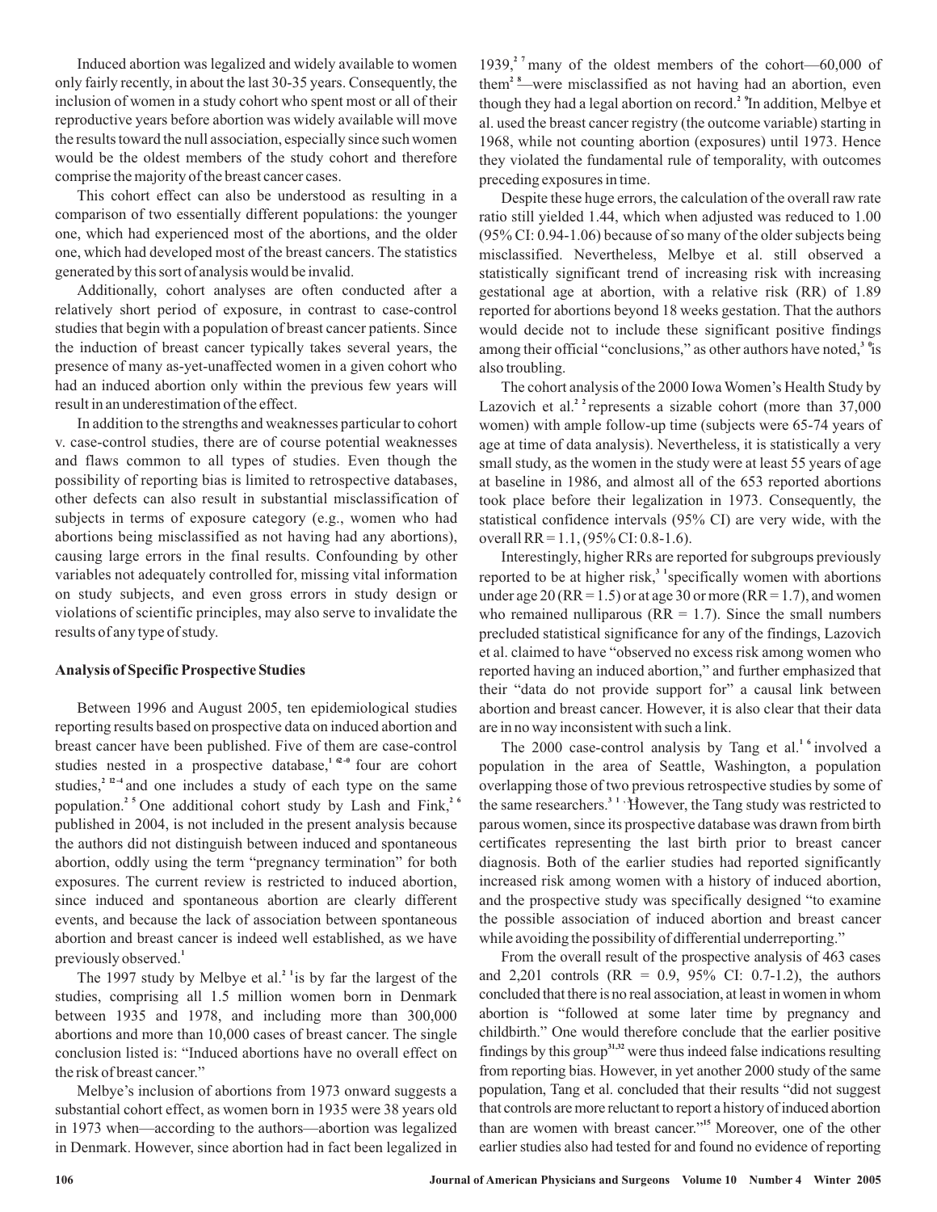Induced abortion was legalized and widely available to women only fairly recently, in about the last 30-35 years. Consequently, the inclusion of women in a study cohort who spent most or all of their reproductive years before abortion was widely available will move the results toward the null association, especially since such women would be the oldest members of the study cohort and therefore comprise the majority of the breast cancer cases.

This cohort effect can also be understood as resulting in a comparison of two essentially different populations: the younger one, which had experienced most of the abortions, and the older one, which had developed most of the breast cancers. The statistics generated by this sort of analysis would be invalid.

Additionally, cohort analyses are often conducted after a relatively short period of exposure, in contrast to case-control studies that begin with a population of breast cancer patients. Since the induction of breast cancer typically takes several years, the presence of many as-yet-unaffected women in a given cohort who had an induced abortion only within the previous few years will result in an underestimation of the effect.

In addition to the strengths and weaknesses particular to cohort v. case-control studies, there are of course potential weaknesses and flaws common to all types of studies. Even though the possibility of reporting bias is limited to retrospective databases, other defects can also result in substantial misclassification of subjects in terms of exposure category (e.g., women who had abortions being misclassified as not having had any abortions), causing large errors in the final results. Confounding by other variables not adequately controlled for, missing vital information on study subjects, and even gross errors in study design or violations of scientific principles, may also serve to invalidate the results of any type of study.

### Analysis of Specific Prospective Studies

Between 1996 and August 2005, ten epidemiological studies reporting results based on prospective data on induced abortion and breast cancer have been published. Five of them are case-control studies nested in a prospective database,[16-20] four are cohort studies,[21-24] and one includes a study of each type on the same population.[25] One additional cohort study by Lash and Fink,[26] published in 2004, is not included in the present analysis because the authors did not distinguish between induced and spontaneous abortion, oddly using the term "pregnancy termination" for both exposures. The current review is restricted to induced abortion, since induced and spontaneous abortion are clearly different events, and because the lack of association between spontaneous abortion and breast cancer is indeed well established, as we have previously observed.[1]

The 1997 study by Melbye et al.[21] is by far the largest of the studies, comprising all 1.5 million women born in Denmark between 1935 and 1978, and including more than 300,000 abortions and more than 10,000 cases of breast cancer. The single conclusion listed is: "Induced abortions have no overall effect on the risk of breast cancer."

Melbye's inclusion of abortions from 1973 onward suggests a substantial cohort effect, as women born in 1935 were 38 years old in 1973 when—according to the authors—abortion was legalized in Denmark. However, since abortion had in fact been legalized in 1939,[27] many of the oldest members of the cohort—60,000 of them[28]—were misclassified as not having had an abortion, even though they had a legal abortion on record.[29] In addition, Melbye et al. used the breast cancer registry (the outcome variable) starting in 1968, while not counting abortion (exposures) until 1973. Hence they violated the fundamental rule of temporality, with outcomes preceding exposures in time.

Despite these huge errors, the calculation of the overall raw rate ratio still yielded 1.44, which when adjusted was reduced to 1.00 (95% CI: 0.94-1.06) because of so many of the older subjects being misclassified. Nevertheless, Melbye et al. still observed a statistically significant trend of increasing risk with increasing gestational age at abortion, with a relative risk (RR) of 1.89 reported for abortions beyond 18 weeks gestation. That the authors would decide not to include these significant positive findings among their official "conclusions," as other authors have noted,[30] is also troubling.

The cohort analysis of the 2000 Iowa Women's Health Study by Lazovich et al.[22] represents a sizable cohort (more than 37,000 women) with ample follow-up time (subjects were 65-74 years of age at time of data analysis). Nevertheless, it is statistically a very small study, as the women in the study were at least 55 years of age at baseline in 1986, and almost all of the 653 reported abortions took place before their legalization in 1973. Consequently, the statistical confidence intervals (95% CI) are very wide, with the overall RR = 1.1, (95% CI: 0.8-1.6).

Interestingly, higher RRs are reported for subgroups previously reported to be at higher risk,[31] specifically women with abortions under age 20 (RR = 1.5) or at age 30 or more (RR = 1.7), and women who remained nulliparous (RR = 1.7). Since the small numbers precluded statistical significance for any of the findings, Lazovich et al. claimed to have "observed no excess risk among women who reported having an induced abortion," and further emphasized that their "data do not provide support for" a causal link between abortion and breast cancer. However, it is also clear that their data are in no way inconsistent with such a link.

The 2000 case-control analysis by Tang et al.[16] involved a population in the area of Seattle, Washington, a population overlapping those of two previous retrospective studies by some of the same researchers.[31,32] However, the Tang study was restricted to parous women, since its prospective database was drawn from birth certificates representing the last birth prior to breast cancer diagnosis. Both of the earlier studies had reported significantly increased risk among women with a history of induced abortion, and the prospective study was specifically designed "to examine the possible association of induced abortion and breast cancer while avoiding the possibility of differential underreporting."

From the overall result of the prospective analysis of 463 cases and 2,201 controls (RR = 0.9, 95% CI: 0.7-1.2), the authors concluded that there is no real association, at least in women in whom abortion is "followed at some later time by pregnancy and childbirth." One would therefore conclude that the earlier positive findings by this group[31,32] were thus indeed false indications resulting from reporting bias. However, in yet another 2000 study of the same population, Tang et al. concluded that their results "did not suggest that controls are more reluctant to report a history of induced abortion than are women with breast cancer."[15] Moreover, one of the other earlier studies also had tested for and found no evidence of reporting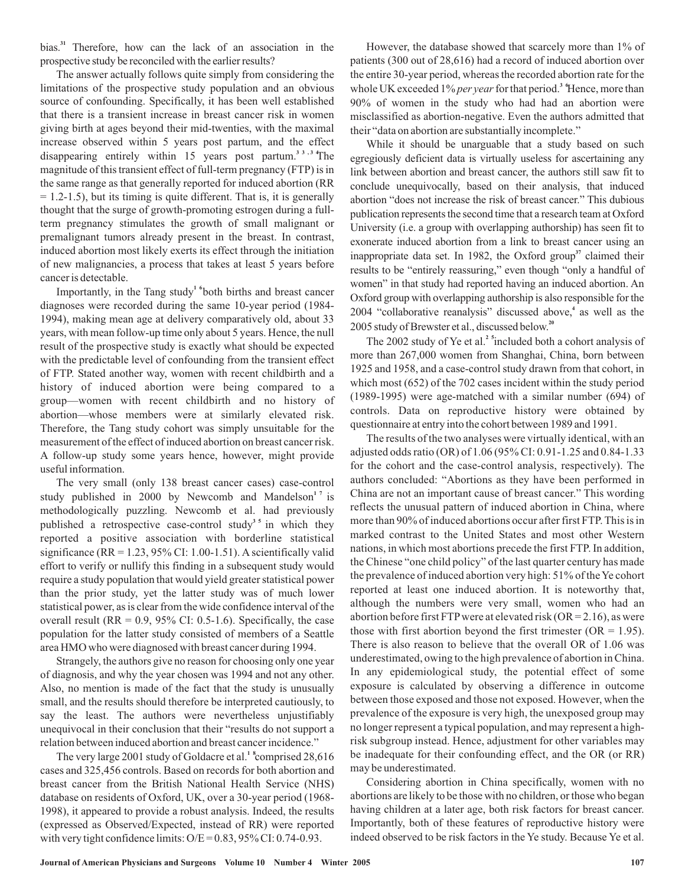bias.[31] Therefore, how can the lack of an association in the prospective study be reconciled with the earlier results?

The answer actually follows quite simply from considering the limitations of the prospective study population and an obvious source of confounding. Specifically, it has been well established that there is a transient increase in breast cancer risk in women giving birth at ages beyond their mid-twenties, with the maximal increase observed within 5 years post partum, and the effect disappearing entirely within 15 years post partum.[33,34] The magnitude of this transient effect of full-term pregnancy (FTP) is in the same range as that generally reported for induced abortion (RR = 1.2-1.5), but its timing is quite different. That is, it is generally thought that the surge of growth-promoting estrogen during a full-term pregnancy stimulates the growth of small malignant or premalignant tumors already present in the breast. In contrast, induced abortion most likely exerts its effect through the initiation of new malignancies, a process that takes at least 5 years before cancer is detectable.

Importantly, in the Tang study[16] both births and breast cancer diagnoses were recorded during the same 10-year period (1984-1994), making mean age at delivery comparatively old, about 33 years, with mean follow-up time only about 5 years. Hence, the null result of the prospective study is exactly what should be expected with the predictable level of confounding from the transient effect of FTP. Stated another way, women with recent childbirth and a history of induced abortion were being compared to a group—women with recent childbirth and no history of abortion—whose members were at similarly elevated risk. Therefore, the Tang study cohort was simply unsuitable for the measurement of the effect of induced abortion on breast cancer risk. A follow-up study some years hence, however, might provide useful information.

The very small (only 138 breast cancer cases) case-control study published in 2000 by Newcomb and Mandelson[17] is methodologically puzzling. Newcomb et al. had previously published a retrospective case-control study[35] in which they reported a positive association with borderline statistical significance (RR = 1.23, 95% CI: 1.00-1.51). A scientifically valid effort to verify or nullify this finding in a subsequent study would require a study population that would yield greater statistical power than the prior study, yet the latter study was of much lower statistical power, as is clear from the wide confidence interval of the overall result (RR = 0.9, 95% CI: 0.5-1.6). Specifically, the case population for the latter study consisted of members of a Seattle area HMO who were diagnosed with breast cancer during 1994.

Strangely, the authors give no reason for choosing only one year of diagnosis, and why the year chosen was 1994 and not any other. Also, no mention is made of the fact that the study is unusually small, and the results should therefore be interpreted cautiously, to say the least. The authors were nevertheless unjustifiably unequivocal in their conclusion that their "results do not support a relation between induced abortion and breast cancer incidence."

The very large 2001 study of Goldacre et al.[18] comprised 28,616 cases and 325,456 controls. Based on records for both abortion and breast cancer from the British National Health Service (NHS) database on residents of Oxford, UK, over a 30-year period (1968-1998), it appeared to provide a robust analysis. Indeed, the results (expressed as Observed/Expected, instead of RR) were reported with very tight confidence limits: O/E = 0.83, 95% CI: 0.74-0.93.

However, the database showed that scarcely more than 1% of patients (300 out of 28,616) had a record of induced abortion over the entire 30-year period, whereas the recorded abortion rate for the whole UK exceeded 1% *per year* for that period.[36] Hence, more than 90% of women in the study who had had an abortion were misclassified as abortion-negative. Even the authors admitted that their "data on abortion are substantially incomplete."

While it should be unarguable that a study based on such egregiously deficient data is virtually useless for ascertaining any link between abortion and breast cancer, the authors still saw fit to conclude unequivocally, based on their analysis, that induced abortion "does not increase the risk of breast cancer." This dubious publication represents the second time that a research team at Oxford University (i.e. a group with overlapping authorship) has seen fit to exonerate induced abortion from a link to breast cancer using an inappropriate data set. In 1982, the Oxford group[37] claimed their results to be "entirely reassuring," even though "only a handful of women" in that study had reported having an induced abortion. An Oxford group with overlapping authorship is also responsible for the 2004 "collaborative reanalysis" discussed above,[4] as well as the 2005 study of Brewster et al., discussed below.[20]

The 2002 study of Ye et al.[25] included both a cohort analysis of more than 267,000 women from Shanghai, China, born between 1925 and 1958, and a case-control study drawn from that cohort, in which most (652) of the 702 cases incident within the study period (1989-1995) were age-matched with a similar number (694) of controls. Data on reproductive history were obtained by questionnaire at entry into the cohort between 1989 and 1991.

The results of the two analyses were virtually identical, with an adjusted odds ratio (OR) of 1.06 (95% CI: 0.91-1.25 and 0.84-1.33 for the cohort and the case-control analysis, respectively). The authors concluded: "Abortions as they have been performed in China are not an important cause of breast cancer." This wording reflects the unusual pattern of induced abortion in China, where more than 90% of induced abortions occur after first FTP. This is in marked contrast to the United States and most other Western nations, in which most abortions precede the first FTP. In addition, the Chinese "one child policy" of the last quarter century has made the prevalence of induced abortion very high: 51% of the Ye cohort reported at least one induced abortion. It is noteworthy that, although the numbers were very small, women who had an abortion before first FTP were at elevated risk (OR = 2.16), as were those with first abortion beyond the first trimester (OR = 1.95). There is also reason to believe that the overall OR of 1.06 was underestimated, owing to the high prevalence of abortion in China. In any epidemiological study, the potential effect of some exposure is calculated by observing a difference in outcome between those exposed and those not exposed. However, when the prevalence of the exposure is very high, the unexposed group may no longer represent a typical population, and may represent a high-risk subgroup instead. Hence, adjustment for other variables may be inadequate for their confounding effect, and the OR (or RR) may be underestimated.

Considering abortion in China specifically, women with no abortions are likely to be those with no children, or those who began having children at a later age, both risk factors for breast cancer. Importantly, both of these features of reproductive history were indeed observed to be risk factors in the Ye study. Because Ye et al.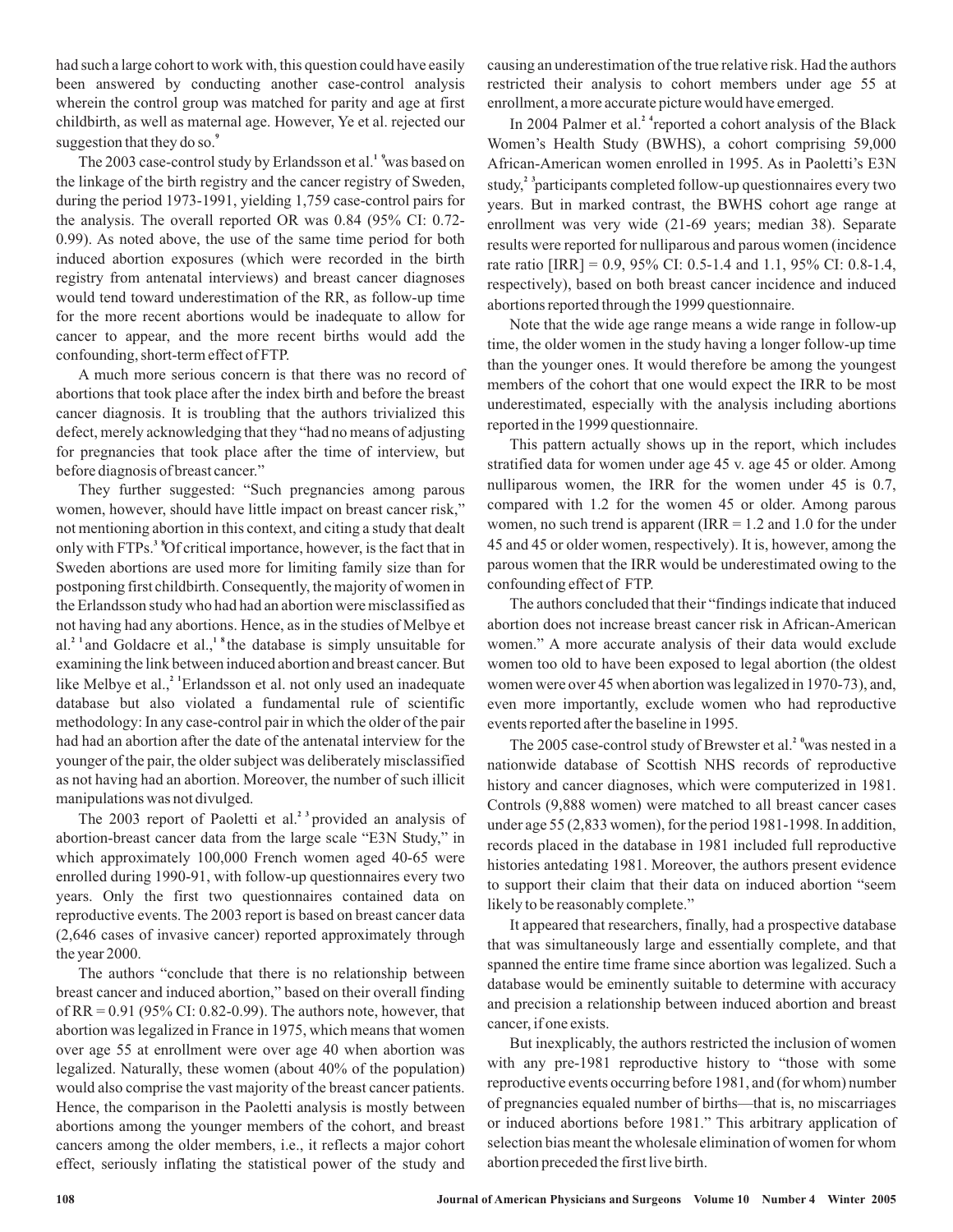had such a large cohort to work with, this question could have easily been answered by conducting another case-control analysis wherein the control group was matched for parity and age at first childbirth, as well as maternal age. However, Ye et al. rejected our suggestion that they do so.[9]

The 2003 case-control study by Erlandsson et al.[19] was based on the linkage of the birth registry and the cancer registry of Sweden, during the period 1973-1991, yielding 1,759 case-control pairs for the analysis. The overall reported OR was 0.84 (95% CI: 0.72-0.99). As noted above, the use of the same time period for both induced abortion exposures (which were recorded in the birth registry from antenatal interviews) and breast cancer diagnoses would tend toward underestimation of the RR, as follow-up time for the more recent abortions would be inadequate to allow for cancer to appear, and the more recent births would add the confounding, short-term effect of FTP.

A much more serious concern is that there was no record of abortions that took place after the index birth and before the breast cancer diagnosis. It is troubling that the authors trivialized this defect, merely acknowledging that they "had no means of adjusting for pregnancies that took place after the time of interview, but before diagnosis of breast cancer."

They further suggested: "Such pregnancies among parous women, however, should have little impact on breast cancer risk," not mentioning abortion in this context, and citing a study that dealt only with FTPs.[36] Of critical importance, however, is the fact that in Sweden abortions are used more for limiting family size than for postponing first childbirth. Consequently, the majority of women in the Erlandsson study who had had an abortion were misclassified as not having had any abortions. Hence, as in the studies of Melbye et al.[21] and Goldacre et al.,[18] the database is simply unsuitable for examining the link between induced abortion and breast cancer. But like Melbye et al.,[21] Erlandsson et al. not only used an inadequate database but also violated a fundamental rule of scientific methodology: In any case-control pair in which the older of the pair had had an abortion after the date of the antenatal interview for the younger of the pair, the older subject was deliberately misclassified as not having had an abortion. Moreover, the number of such illicit manipulations was not divulged.

The 2003 report of Paoletti et al.[23] provided an analysis of abortion-breast cancer data from the large scale "E3N Study," in which approximately 100,000 French women aged 40-65 were enrolled during 1990-91, with follow-up questionnaires every two years. Only the first two questionnaires contained data on reproductive events. The 2003 report is based on breast cancer data (2,646 cases of invasive cancer) reported approximately through the year 2000.

The authors "conclude that there is no relationship between breast cancer and induced abortion," based on their overall finding of RR = 0.91 (95% CI: 0.82-0.99). The authors note, however, that abortion was legalized in France in 1975, which means that women over age 55 at enrollment were over age 40 when abortion was legalized. Naturally, these women (about 40% of the population) would also comprise the vast majority of the breast cancer patients. Hence, the comparison in the Paoletti analysis is mostly between abortions among the younger members of the cohort, and breast cancers among the older members, i.e., it reflects a major cohort effect, seriously inflating the statistical power of the study and causing an underestimation of the true relative risk. Had the authors restricted their analysis to cohort members under age 55 at enrollment, a more accurate picture would have emerged.

In 2004 Palmer et al.[24] reported a cohort analysis of the Black Women's Health Study (BWHS), a cohort comprising 59,000 African-American women enrolled in 1995. As in Paoletti's E3N study,[23] participants completed follow-up questionnaires every two years. But in marked contrast, the BWHS cohort age range at enrollment was very wide (21-69 years; median 38). Separate results were reported for nulliparous and parous women (incidence rate ratio [IRR] = 0.9, 95% CI: 0.5-1.4 and 1.1, 95% CI: 0.8-1.4, respectively), based on both breast cancer incidence and induced abortions reported through the 1999 questionnaire.

Note that the wide age range means a wide range in follow-up time, the older women in the study having a longer follow-up time than the younger ones. It would therefore be among the youngest members of the cohort that one would expect the IRR to be most underestimated, especially with the analysis including abortions reported in the 1999 questionnaire.

This pattern actually shows up in the report, which includes stratified data for women under age 45 v. age 45 or older. Among nulliparous women, the IRR for the women under 45 is 0.7, compared with 1.2 for the women 45 or older. Among parous women, no such trend is apparent (IRR = 1.2 and 1.0 for the under 45 and 45 or older women, respectively). It is, however, among the parous women that the IRR would be underestimated owing to the confounding effect of FTP.

The authors concluded that their "findings indicate that induced abortion does not increase breast cancer risk in African-American women." A more accurate analysis of their data would exclude women too old to have been exposed to legal abortion (the oldest women were over 45 when abortion was legalized in 1970-73), and, even more importantly, exclude women who had reproductive events reported after the baseline in 1995.

The 2005 case-control study of Brewster et al.[20] was nested in a nationwide database of Scottish NHS records of reproductive history and cancer diagnoses, which were computerized in 1981. Controls (9,888 women) were matched to all breast cancer cases under age 55 (2,833 women), for the period 1981-1998. In addition, records placed in the database in 1981 included full reproductive histories antedating 1981. Moreover, the authors present evidence to support their claim that their data on induced abortion "seem likely to be reasonably complete."

It appeared that researchers, finally, had a prospective database that was simultaneously large and essentially complete, and that spanned the entire time frame since abortion was legalized. Such a database would be eminently suitable to determine with accuracy and precision a relationship between induced abortion and breast cancer, if one exists.

But inexplicably, the authors restricted the inclusion of women with any pre-1981 reproductive history to "those with some reproductive events occurring before 1981, and (for whom) number of pregnancies equaled number of births—that is, no miscarriages or induced abortions before 1981." This arbitrary application of selection bias meant the wholesale elimination of women for whom abortion preceded the first live birth.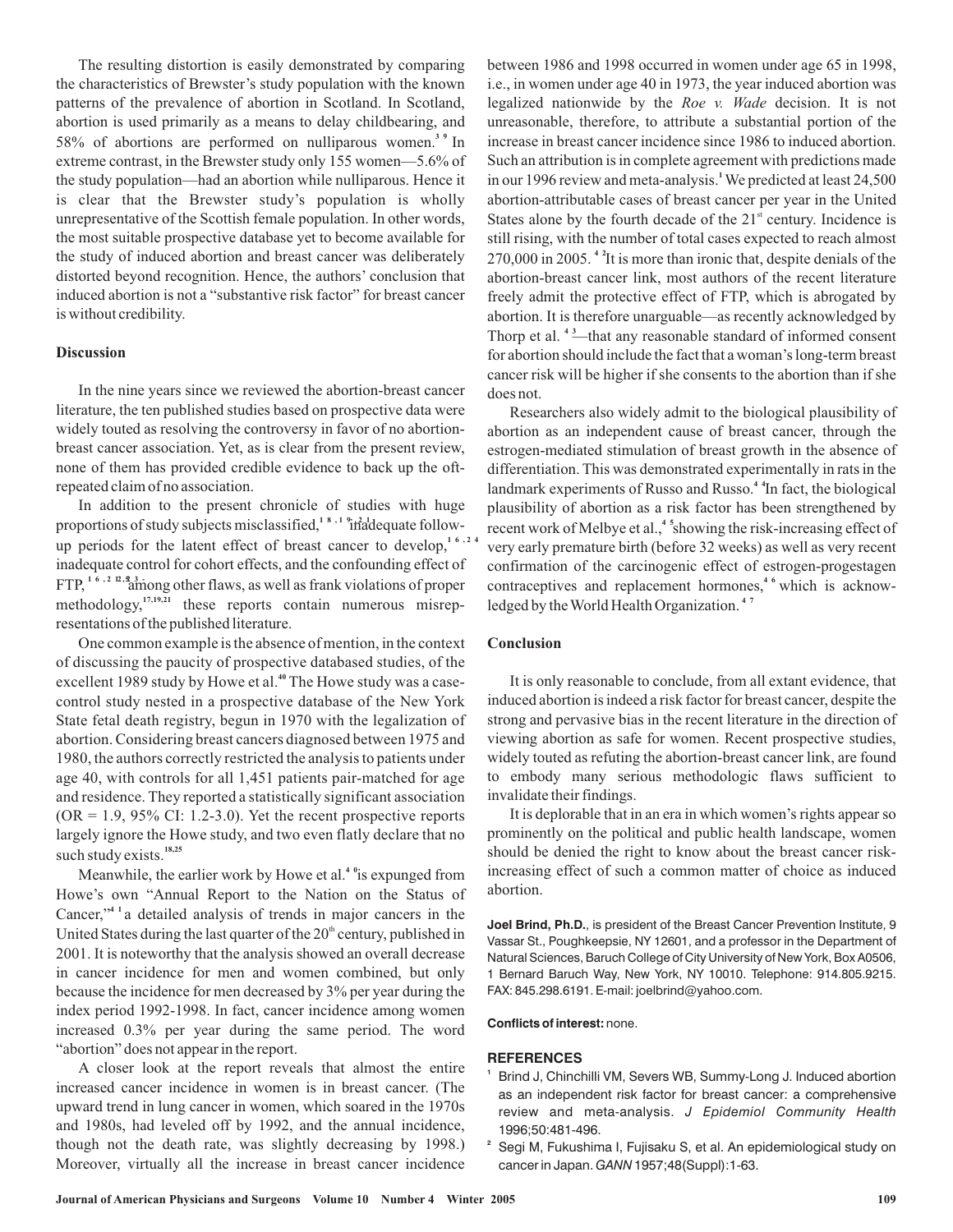The resulting distortion is easily demonstrated by comparing the characteristics of Brewster's study population with the known patterns of the prevalence of abortion in Scotland. In Scotland, abortion is used primarily as a means to delay childbearing, and 58% of abortions are performed on nulliparous women.[39] In extreme contrast, in the Brewster study only 155 women—5.6% of the study population—had an abortion while nulliparous. Hence it is clear that the Brewster study's population is wholly unrepresentative of the Scottish female population. In other words, the most suitable prospective database yet to become available for the study of induced abortion and breast cancer was deliberately distorted beyond recognition. Hence, the authors' conclusion that induced abortion is not a "substantive risk factor" for breast cancer is without credibility.

### Discussion

In the nine years since we reviewed the abortion-breast cancer literature, the ten published studies based on prospective data were widely touted as resolving the controversy in favor of no abortion-breast cancer association. Yet, as is clear from the present review, none of them has provided credible evidence to back up the oft-repeated claim of no association.

In addition to the present chronicle of studies with huge proportions of study subjects misclassified,[18,19,21] inadequate follow-up periods for the latent effect of breast cancer to develop,[16,24] inadequate control for cohort effects, and the confounding effect of FTP,[16,21,22,23] among other flaws, as well as frank violations of proper methodology,[17,19,21] these reports contain numerous misrepresentations of the published literature.

One common example is the absence of mention, in the context of discussing the paucity of prospective databased studies, of the excellent 1989 study by Howe et al.[40] The Howe study was a case-control study nested in a prospective database of the New York State fetal death registry, begun in 1970 with the legalization of abortion. Considering breast cancers diagnosed between 1975 and 1980, the authors correctly restricted the analysis to patients under age 40, with controls for all 1,451 patients pair-matched for age and residence. They reported a statistically significant association (OR = 1.9, 95% CI: 1.2-3.0). Yet the recent prospective reports largely ignore the Howe study, and two even flatly declare that no such study exists.[18,25]

Meanwhile, the earlier work by Howe et al.[40] is expunged from Howe's own "Annual Report to the Nation on the Status of Cancer,"[41] a detailed analysis of trends in major cancers in the United States during the last quarter of the 20th century, published in 2001. It is noteworthy that the analysis showed an overall decrease in cancer incidence for men and women combined, but only because the incidence for men decreased by 3% per year during the index period 1992-1998. In fact, cancer incidence among women increased 0.3% per year during the same period. The word "abortion" does not appear in the report.

A closer look at the report reveals that almost the entire increased cancer incidence in women is in breast cancer. (The upward trend in lung cancer in women, which soared in the 1970s and 1980s, had leveled off by 1992, and the annual incidence, though not the death rate, was slightly decreasing by 1998.) Moreover, virtually all the increase in breast cancer incidence between 1986 and 1998 occurred in women under age 65 in 1998, i.e., in women under age 40 in 1973, the year induced abortion was legalized nationwide by the *Roe v. Wade* decision. It is not unreasonable, therefore, to attribute a substantial portion of the increase in breast cancer incidence since 1986 to induced abortion. Such an attribution is in complete agreement with predictions made in our 1996 review and meta-analysis.[1] We predicted at least 24,500 abortion-attributable cases of breast cancer per year in the United States alone by the fourth decade of the 21st century. Incidence is still rising, with the number of total cases expected to reach almost 270,000 in 2005.[42] It is more than ironic that, despite denials of the abortion-breast cancer link, most authors of the recent literature freely admit the protective effect of FTP, which is abrogated by abortion. It is therefore unarguable—as recently acknowledged by Thorp et al.[43]—that any reasonable standard of informed consent for abortion should include the fact that a woman's long-term breast cancer risk will be higher if she consents to the abortion than if she does not.

Researchers also widely admit to the biological plausibility of abortion as an independent cause of breast cancer, through the estrogen-mediated stimulation of breast growth in the absence of differentiation. This was demonstrated experimentally in rats in the landmark experiments of Russo and Russo.[44] In fact, the biological plausibility of abortion as a risk factor has been strengthened by recent work of Melbye et al.,[45] showing the risk-increasing effect of very early premature birth (before 32 weeks) as well as very recent confirmation of the carcinogenic effect of estrogen-progestagen contraceptives and replacement hormones,[46] which is acknowledged by the World Health Organization.[47]

### Conclusion

It is only reasonable to conclude, from all extant evidence, that induced abortion is indeed a risk factor for breast cancer, despite the strong and pervasive bias in the recent literature in the direction of viewing abortion as safe for women. Recent prospective studies, widely touted as refuting the abortion-breast cancer link, are found to embody many serious methodologic flaws sufficient to invalidate their findings.

It is deplorable that in an era in which women's rights appear so prominently on the political and public health landscape, women should be denied the right to know about the breast cancer risk-increasing effect of such a common matter of choice as induced abortion.

**Joel Brind, Ph.D.**, is president of the Breast Cancer Prevention Institute, 9 Vassar St., Poughkeepsie, NY 12601, and a professor in the Department of Natural Sciences, Baruch College of City University of New York, Box A0506, 1 Bernard Baruch Way, New York, NY 10010. Telephone: 914.805.9215. FAX: 845.298.6191. E-mail: joelbrind@yahoo.com.

**Conflicts of interest:** none.

### REFERENCES

1. Brind J, Chinchilli VM, Severs WB, Summy-Long J. Induced abortion as an independent risk factor for breast cancer: a comprehensive review and meta-analysis. *J Epidemiol Community Health* 1996;50:481-496.
2. Segi M, Fukushima I, Fujisaku S, et al. An epidemiological study on cancer in Japan. *GANN* 1957;48(Suppl):1-63.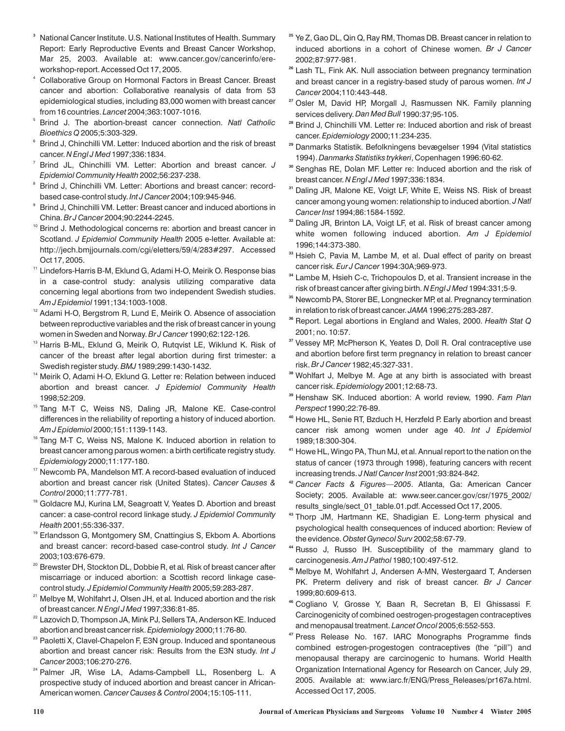3. National Cancer Institute. U.S. National Institutes of Health. Summary Report: Early Reproductive Events and Breast Cancer Workshop, Mar 25, 2003. Available at: www.cancer.gov/cancerinfo/ere-workshop-report. Accessed Oct 17, 2005.
4. Collaborative Group on Hormonal Factors in Breast Cancer. Breast cancer and abortion: Collaborative reanalysis of data from 53 epidemiological studies, including 83,000 women with breast cancer from 16 countries. *Lancet* 2004;363:1007-1016.
5. Brind J. The abortion-breast cancer connection. *Natl Catholic Bioethics Q* 2005;5:303-329.
6. Brind J, Chinchilli VM. Letter: Induced abortion and the risk of breast cancer. *N Engl J Med* 1997;336:1834.
7. Brind JL, Chinchilli VM. Letter: Abortion and breast cancer. *J Epidemiol Community Health* 2002;56:237-238.
8. Brind J, Chinchilli VM. Letter: Abortions and breast cancer: record-based case-control study. *Int J Cancer* 2004;109:945-946.
9. Brind J, Chinchilli VM. Letter: Breast cancer and induced abortions in China. *Br J Cancer* 2004;90:2244-2245.
10. Brind J. Methodological concerns re: abortion and breast cancer in Scotland. *J Epidemiol Community Health* 2005 e-letter. Available at: http://jech.bmjjournals.com/cgi/eletters/59/4/283#297. Accessed Oct 17, 2005.
11. Lindefors-Harris B-M, Eklund G, Adami H-O, Meirik O. Response bias in a case-control study: analysis utilizing comparative data concerning legal abortions from two independent Swedish studies. *Am J Epidemiol* 1991;134:1003-1008.
12. Adami H-O, Bergstrom R, Lund E, Meirik O. Absence of association between reproductive variables and the risk of breast cancer in young women in Sweden and Norway. *Br J Cancer* 1990;62:122-126.
13. Harris B-ML, Eklund G, Meirik O, Rutqvist LE, Wiklund K. Risk of cancer of the breast after legal abortion during first trimester: a Swedish register study. *BMJ* 1989;299:1430-1432.
14. Meirik O, Adami H-O, Eklund G. Letter re: Relation between induced abortion and breast cancer. *J Epidemiol Community Health* 1998;52:209.
15. Tang M-T C, Weiss NS, Daling JR, Malone KE. Case-control differences in the reliability of reporting a history of induced abortion. *Am J Epidemiol* 2000;151:1139-1143.
16. Tang M-T C, Weiss NS, Malone K. Induced abortion in relation to breast cancer among parous women: a birth certificate registry study. *Epidemiology* 2000;11:177-180.
17. Newcomb PA, Mandelson MT. A record-based evaluation of induced abortion and breast cancer risk (United States). *Cancer Causes & Control* 2000;11:777-781.
18. Goldacre MJ, Kurina LM, Seagroatt V, Yeates D. Abortion and breast cancer: a case-control record linkage study. *J Epidemiol Community Health* 2001;55:336-337.
19. Erlandsson G, Montgomery SM, Cnattingius S, Ekbom A. Abortions and breast cancer: record-based case-control study. *Int J Cancer* 2003;103:676-679.
20. Brewster DH, Stockton DL, Dobbie R, et al. Risk of breast cancer after miscarriage or induced abortion: a Scottish record linkage case-control study. *J Epidemiol Community Health* 2005;59:283-287.
21. Melbye M, Wohlfahrt J, Olsen JH, et al. Induced abortion and the risk of breast cancer. *N Engl J Med* 1997;336:81-85.
22. Lazovich D, Thompson JA, Mink PJ, Sellers TA, Anderson KE. Induced abortion and breast cancer risk. *Epidemiology* 2000;11:76-80.
23. Paoletti X, Clavel-Chapelon F, E3N group. Induced and spontaneous abortion and breast cancer risk: Results from the E3N study. *Int J Cancer* 2003;106:270-276.
24. Palmer JR, Wise LA, Adams-Campbell LL, Rosenberg L. A prospective study of induced abortion and breast cancer in African-American women. *Cancer Causes & Control* 2004;15:105-111.
25. Ye Z, Gao DL, Qin Q, Ray RM, Thomas DB. Breast cancer in relation to induced abortions in a cohort of Chinese women. *Br J Cancer* 2002;87:977-981.
26. Lash TL, Fink AK. Null association between pregnancy termination and breast cancer in a registry-based study of parous women. *Int J Cancer* 2004;110:443-448.
27. Osler M, David HP, Morgall J, Rasmussen NK. Family planning services delivery. *Dan Med Bull* 1990:37;95-105.
28. Brind J, Chinchilli VM. Letter re: Induced abortion and risk of breast cancer. *Epidemiology* 2000;11:234-235.
29. Danmarks Statistik. Befolkningens bevægelser 1994 (Vital statistics 1994). *Danmarks Statistiks trykkeri*, Copenhagen 1996:60-62.
30. Senghas RE, Dolan MF. Letter re: Induced abortion and the risk of breast cancer. *N Engl J Med* 1997;336:1834.
31. Daling JR, Malone KE, Voigt LF, White E, Weiss NS. Risk of breast cancer among young women: relationship to induced abortion. *J Natl Cancer Inst* 1994;86:1584-1592.
32. Daling JR, Brinton LA, Voigt LF, et al. Risk of breast cancer among white women following induced abortion. *Am J Epidemiol* 1996;144:373-380.
33. Hsieh C, Pavia M, Lambe M, et al. Dual effect of parity on breast cancer risk. *Eur J Cancer* 1994:30A;969-973.
34. Lambe M, Hsieh C-c, Trichopoulos D, et al. Transient increase in the risk of breast cancer after giving birth. *N Engl J Med* 1994:331;5-9.
35. Newcomb PA, Storer BE, Longnecker MP, et al. Pregnancy termination in relation to risk of breast cancer. *JAMA* 1996;275:283-287.
36. Report. Legal abortions in England and Wales, 2000. *Health Stat Q* 2001; no. 10:57.
37. Vessey MP, McPherson K, Yeates D, Doll R. Oral contraceptive use and abortion before first term pregnancy in relation to breast cancer risk. *Br J Cancer* 1982;45:327-331.
38. Wohlfart J, Melbye M. Age at any birth is associated with breast cancer risk. *Epidemiology* 2001;12:68-73.
39. Henshaw SK. Induced abortion: A world review, 1990. *Fam Plan Perspect* 1990;22:76-89.
40. Howe HL, Senie RT, Bzduch H, Herzfeld P. Early abortion and breast cancer risk among women under age 40. *Int J Epidemiol* 1989;18:300-304.
41. Howe HL, Wingo PA, Thun MJ, et al. Annual report to the nation on the status of cancer (1973 through 1998), featuring cancers with recent increasing trends. *J Natl Cancer Inst* 2001;93:824-842.
42. *Cancer Facts & Figures—2005*. Atlanta, Ga: American Cancer Society; 2005. Available at: www.seer.cancer.gov/csr/1975_2002/results_single/sect_01_table.01.pdf. Accessed Oct 17, 2005.
43. Thorp JM, Hartmann KE, Shadigian E. Long-term physical and psychological health consequences of induced abortion: Review of the evidence. *Obstet Gynecol Surv* 2002;58:67-79.
44. Russo J, Russo IH. Susceptibility of the mammary gland to carcinogenesis. *Am J Pathol* 1980;100:497-512.
45. Melbye M, Wohlfahrt J, Andersen A-MN, Westergaard T, Andersen PK. Preterm delivery and risk of breast cancer. *Br J Cancer* 1999;80:609-613.
46. Cogliano V, Grosse Y, Baan R, Secretan B, El Ghissassi F. Carcinogenicity of combined oestrogen-progestagen contraceptives and menopausal treatment. *Lancet Oncol* 2005;6:552-553.
47. Press Release No. 167. IARC Monographs Programme finds combined estrogen-progestogen contraceptives (the "pill") and menopausal therapy are carcinogenic to humans. World Health Organization International Agency for Research on Cancer, July 29, 2005. Available at: www.iarc.fr/ENG/Press_Releases/pr167a.html. Accessed Oct 17, 2005.